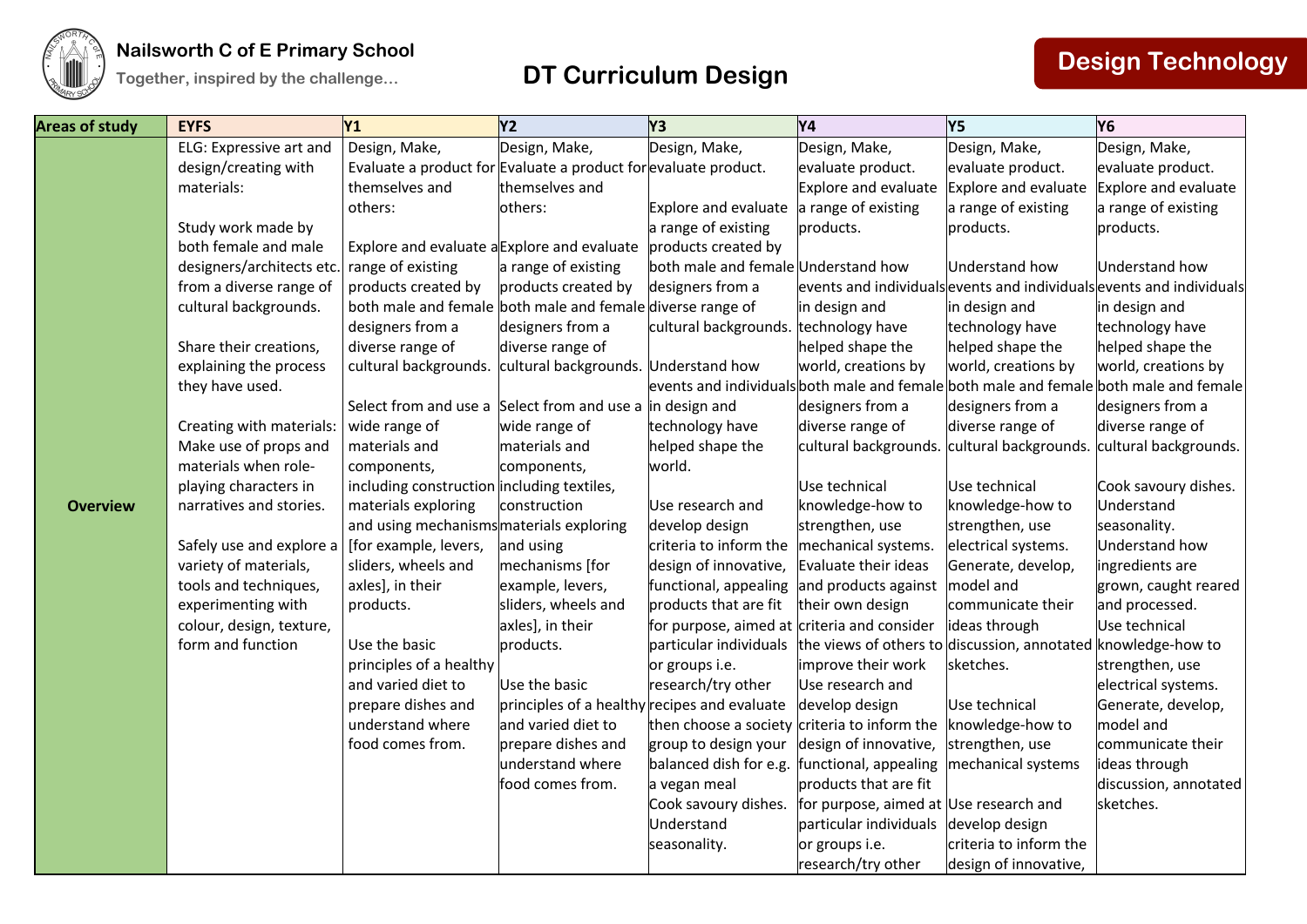# Nailsworth C of E Primary School

Together, inspired by the challenge…

## DT Curriculum Design

## Design Technology

| Areas of study | EYFS | Y1 | Y2 | Y3 | Y4 | Y5 | Y6 |
|---|---|---|---|---|---|---|---|
| **Overview** | ELG: Expressive art and design/creating with materials:<br><br>Study work made by both female and male designers/architects etc. from a diverse range of cultural backgrounds.<br><br>Share their creations, explaining the process they have used.<br><br>Creating with materials: Make use of props and materials when role-playing characters in narratives and stories.<br><br>Safely use and explore a variety of materials, tools and techniques, experimenting with colour, design, texture, form and function | Design, Make, Evaluate a product for themselves and others:<br><br>Explore and evaluate a range of existing products created by both male and female designers from a diverse range of cultural backgrounds.<br><br>Select from and use a wide range of materials and components, including construction materials exploring and using mechanisms [for example, levers, sliders, wheels and axles], in their products.<br><br>Use the basic principles of a healthy and varied diet to prepare dishes and understand where food comes from. | Design, Make, Evaluate a product for themselves and others:<br><br>Explore and evaluate a range of existing products created by both male and female designers from a diverse range of cultural backgrounds.<br><br>Select from and use a wide range of materials and components, including textiles, construction materials exploring and using mechanisms [for example, levers, sliders, wheels and axles], in their products.<br><br>Use the basic principles of a healthy and varied diet to prepare dishes and understand where food comes from. | Design, Make, evaluate product.<br><br>Explore and evaluate a range of existing products created by both male and female designers from a diverse range of cultural backgrounds.<br><br>Understand how events and individuals in design and technology have helped shape the world.<br><br>Use research and develop design criteria to inform the design of innovative, functional, appealing products that are fit for purpose, aimed at particular individuals or groups i.e. research/try other recipes and evaluate then choose a society group to design your balanced dish for e.g. a vegan meal<br>Cook savoury dishes.<br>Understand seasonality. | Design, Make, evaluate product.<br>Explore and evaluate a range of existing products.<br><br>Understand how events and individuals in design and technology have helped shape the world, creations by both male and female designers from a diverse range of cultural backgrounds.<br><br>Use technical knowledge-how to strengthen, use mechanical systems.<br>Evaluate their ideas and products against their own design criteria and consider the views of others to improve their work<br>Use research and develop design criteria to inform the design of innovative, functional, appealing products that are fit for purpose, aimed at particular individuals or groups i.e. research/try other | Design, Make, evaluate product.<br>Explore and evaluate a range of existing products.<br><br>Understand how events and individuals in design and technology have helped shape the world, creations by both male and female designers from a diverse range of cultural backgrounds.<br><br>Use technical knowledge-how to strengthen, use electrical systems.<br>Generate, develop, model and communicate their ideas through discussion, annotated sketches.<br><br>Use technical knowledge-how to strengthen, use mechanical systems<br><br>Use research and develop design criteria to inform the design of innovative, | Design, Make, evaluate product.<br>Explore and evaluate a range of existing products.<br><br>Understand how events and individuals in design and technology have helped shape the world, creations by both male and female designers from a diverse range of cultural backgrounds.<br><br>Cook savoury dishes.<br>Understand seasonality.<br>Understand how ingredients are grown, caught reared and processed.<br>Use technical knowledge-how to strengthen, use electrical systems.<br>Generate, develop, model and communicate their ideas through discussion, annotated sketches. |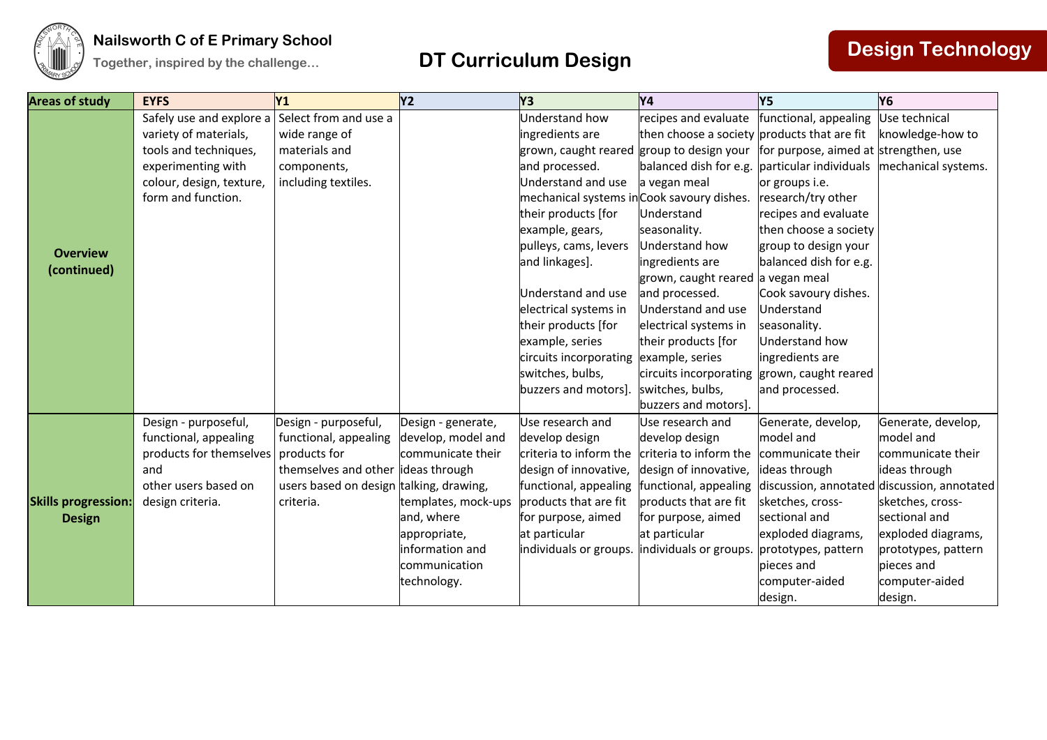Nailsworth C of E Primary School

Together, inspired by the challenge…

# DT Curriculum Design

## Design Technology

| Areas of study | EYFS | Y1 | Y2 | Y3 | Y4 | Y5 | Y6 |
|---|---|---|---|---|---|---|---|
| **Overview (continued)** | Safely use and explore a variety of materials, tools and techniques, experimenting with colour, design, texture, form and function. | Select from and use a wide range of materials and components, including textiles. | | Understand how ingredients are grown, caught reared and processed. Understand and use mechanical systems in their products [for example, gears, pulleys, cams, levers and linkages]. Understand and use electrical systems in their products [for example, series circuits incorporating switches, bulbs, buzzers and motors]. | recipes and evaluate then choose a society group to design your balanced dish for e.g. a vegan meal Cook savoury dishes. Understand seasonality. Understand how ingredients are grown, caught reared and processed. Understand and use electrical systems in their products [for example, series circuits incorporating switches, bulbs, buzzers and motors]. | functional, appealing products that are fit for purpose, aimed at particular individuals or groups i.e. research/try other recipes and evaluate then choose a society group to design your balanced dish for e.g. a vegan meal Cook savoury dishes. Understand seasonality. Understand how ingredients are grown, caught reared and processed. | Use technical knowledge-how to strengthen, use mechanical systems. |
| **Skills progression: Design** | Design - purposeful, functional, appealing products for themselves and other users based on design criteria. | Design - purposeful, functional, appealing products for themselves and other users based on design criteria. | Design - generate, develop, model and communicate their ideas through talking, drawing, templates, mock-ups and, where appropriate, information and communication technology. | Use research and develop design criteria to inform the design of innovative, functional, appealing products that are fit for purpose, aimed at particular individuals or groups. | Use research and develop design criteria to inform the design of innovative, functional, appealing products that are fit for purpose, aimed at particular individuals or groups. | Generate, develop, model and communicate their ideas through discussion, annotated sketches, cross-sectional and exploded diagrams, prototypes, pattern pieces and computer-aided design. | Generate, develop, model and communicate their ideas through discussion, annotated sketches, cross-sectional and exploded diagrams, prototypes, pattern pieces and computer-aided design. |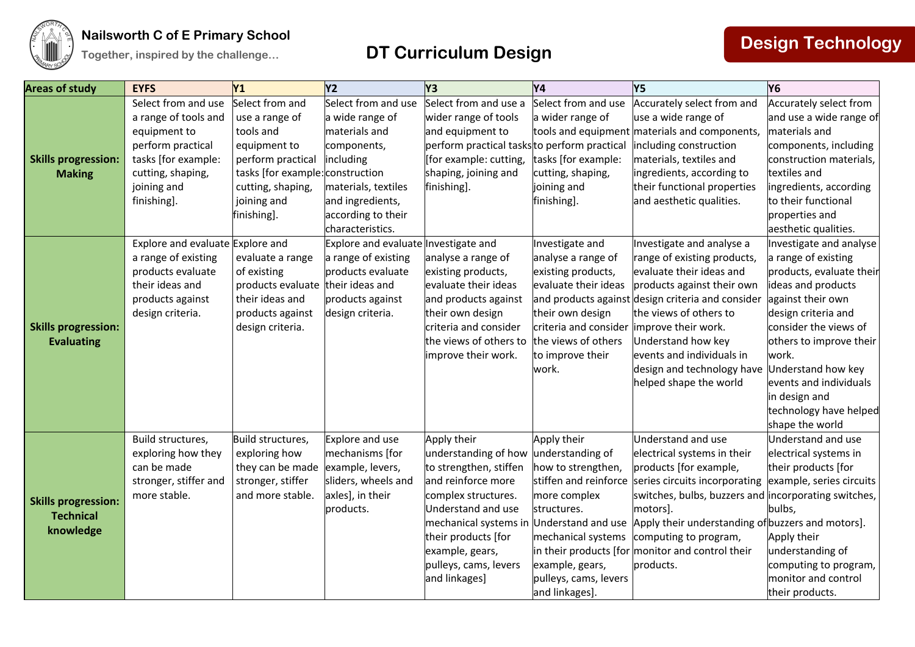# Nailsworth C of E Primary School

Together, inspired by the challenge...

## DT Curriculum Design

## Design Technology

| Areas of study | EYFS | Y1 | Y2 | Y3 | Y4 | Y5 | Y6 |
|---|---|---|---|---|---|---|---|
| **Skills progression: Making** | Select from and use a range of tools and equipment to perform practical tasks [for example: cutting, shaping, joining and finishing]. | Select from and use a range of tools and equipment to perform practical tasks [for example: cutting, shaping, joining and finishing]. | Select from and use a wide range of materials and components, including construction materials, textiles and ingredients, according to their characteristics. | Select from and use a wider range of tools and equipment to perform practical tasks [for example: cutting, shaping, joining and finishing]. | Select from and use a wider range of tools and equipment to perform practical tasks [for example: cutting, shaping, joining and finishing]. | Accurately select from and use a wide range of materials and components, including construction materials, textiles and ingredients, according to their functional properties and aesthetic qualities. | Accurately select from and use a wide range of materials and components, including construction materials, textiles and ingredients, according to their functional properties and aesthetic qualities. |
| **Skills progression: Evaluating** | Explore and evaluate a range of existing products evaluate their ideas and products against design criteria. | Explore and evaluate a range of existing products evaluate their ideas and products against design criteria. | Explore and evaluate a range of existing products evaluate their ideas and products against design criteria. | Investigate and analyse a range of existing products, evaluate their ideas and products against their own design criteria and consider the views of others to improve their work. | Investigate and analyse a range of existing products, evaluate their ideas and products against their own design criteria and consider the views of others to improve their work. | Investigate and analyse a range of existing products, evaluate their ideas and products against their own design criteria and consider the views of others to improve their work. Understand how key events and individuals in design and technology have helped shape the world | Investigate and analyse a range of existing products, evaluate their ideas and products against their own design criteria and consider the views of others to improve their work. Understand how key events and individuals in design and technology have helped shape the world |
| **Skills progression: Technical knowledge** | Build structures, exploring how they can be made stronger, stiffer and more stable. | Build structures, exploring how they can be made stronger, stiffer and more stable. | Explore and use mechanisms [for example, levers, sliders, wheels and axles], in their products. | Apply their understanding of how to strengthen, stiffen and reinforce more complex structures. Understand and use mechanical systems in their products [for example, gears, pulleys, cams, levers and linkages] | Apply their understanding of how to strengthen, stiffen and reinforce more complex structures. Understand and use mechanical systems in their products [for example, gears, pulleys, cams, levers and linkages]. | Understand and use electrical systems in their products [for example, series circuits incorporating switches, bulbs, buzzers and motors]. Apply their understanding of computing to program, monitor and control their products. | Understand and use electrical systems in their products [for example, series circuits incorporating switches, bulbs, buzzers and motors]. Apply their understanding of computing to program, monitor and control their products. |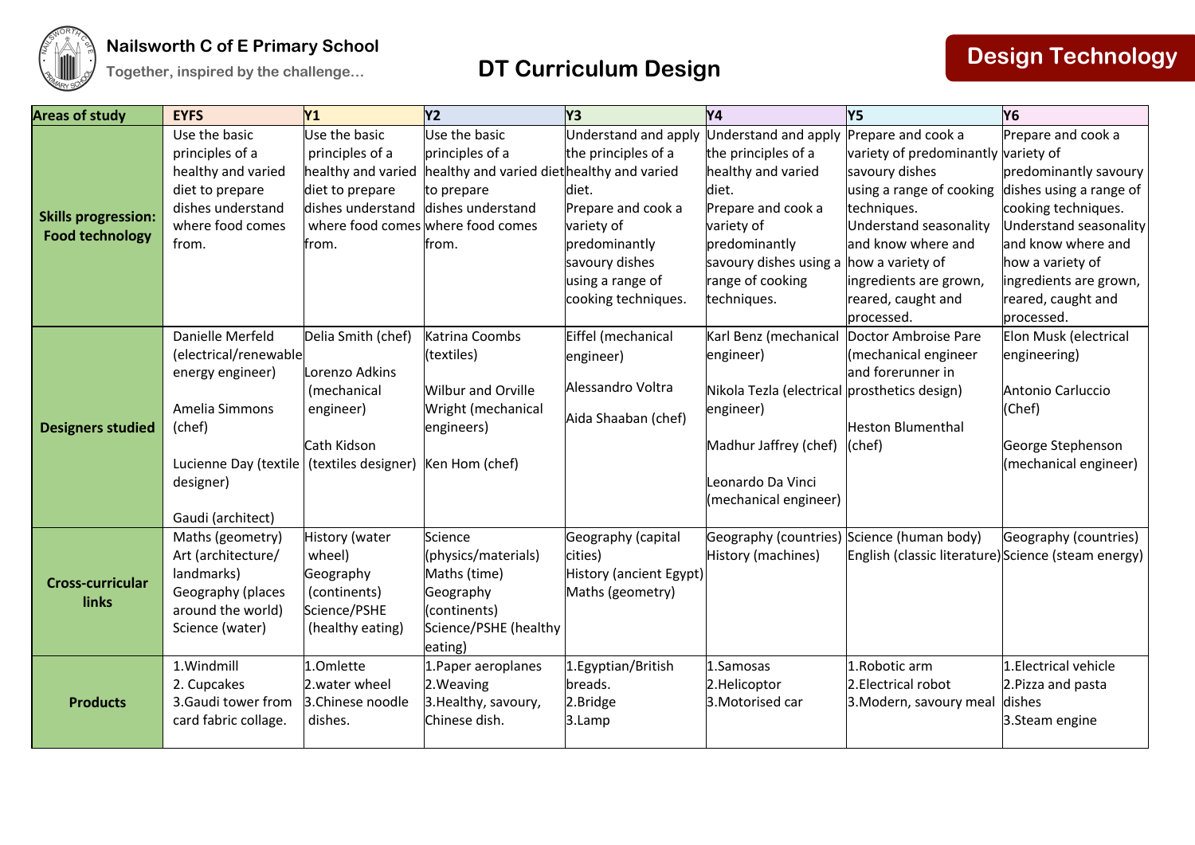Nailsworth C of E Primary School

Together, inspired by the challenge...

# DT Curriculum Design

## Design Technology

| Areas of study | EYFS | Y1 | Y2 | Y3 | Y4 | Y5 | Y6 |
|---|---|---|---|---|---|---|---|
| **Skills progression: Food technology** | Use the basic principles of a healthy and varied diet to prepare dishes understand where food comes from. | Use the basic principles of a healthy and varied diet to prepare dishes understand where food comes from. | Use the basic principles of a healthy and varied diet to prepare dishes understand where food comes from. | Understand and apply the principles of a healthy and varied diet. Prepare and cook a variety of predominantly savoury dishes using a range of cooking techniques. | Understand and apply the principles of a healthy and varied diet. Prepare and cook a variety of predominantly savoury dishes using a range of cooking techniques. | Prepare and cook a variety of predominantly savoury dishes using a range of cooking techniques. Understand seasonality and know where and how a variety of ingredients are grown, reared, caught and processed. | Prepare and cook a variety of predominantly savoury dishes using a range of cooking techniques. Understand seasonality and know where and how a variety of ingredients are grown, reared, caught and processed. |
| **Designers studied** | Danielle Merfeld (electrical/renewable energy engineer)<br><br>Amelia Simmons (chef)<br><br>Lucienne Day (textile designer)<br><br>Gaudi (architect) | Delia Smith (chef)<br><br>Lorenzo Adkins (mechanical engineer)<br><br>Cath Kidson (textiles designer) | Katrina Coombs (textiles)<br><br>Wilbur and Orville Wright (mechanical engineers)<br><br>Ken Hom (chef) | Eiffel (mechanical engineer)<br><br>Alessandro Voltra<br><br>Aida Shaaban (chef) | Karl Benz (mechanical engineer)<br><br>Nikola Tezla (electrical engineer)<br><br>Madhur Jaffrey (chef)<br><br>Leonardo Da Vinci (mechanical engineer) | Doctor Ambroise Pare (mechanical engineer and forerunner in prosthetics design)<br><br>Heston Blumenthal (chef) | Elon Musk (electrical engineering)<br><br>Antonio Carluccio (Chef)<br><br>George Stephenson (mechanical engineer) |
| **Cross-curricular links** | Maths (geometry)<br>Art (architecture/ landmarks)<br>Geography (places around the world)<br>Science (water) | History (water wheel)<br>Geography (continents)<br>Science/PSHE (healthy eating) | Science (physics/materials)<br>Maths (time)<br>Geography (continents)<br>Science/PSHE (healthy eating) | Geography (capital cities)<br>History (ancient Egypt)<br>Maths (geometry) | Geography (countries)<br>History (machines) | Science (human body)<br>English (classic literature) | Geography (countries)<br>Science (steam energy) |
| **Products** | 1.Windmill<br>2. Cupcakes<br>3.Gaudi tower from card fabric collage. | 1.Omlette<br>2.water wheel<br>3.Chinese noodle dishes. | 1.Paper aeroplanes<br>2.Weaving<br>3.Healthy, savoury, Chinese dish. | 1.Egyptian/British breads.<br>2.Bridge<br>3.Lamp | 1.Samosas<br>2.Helicoptor<br>3.Motorised car | 1.Robotic arm<br>2.Electrical robot<br>3.Modern, savoury meal | 1.Electrical vehicle<br>2.Pizza and pasta dishes<br>3.Steam engine |